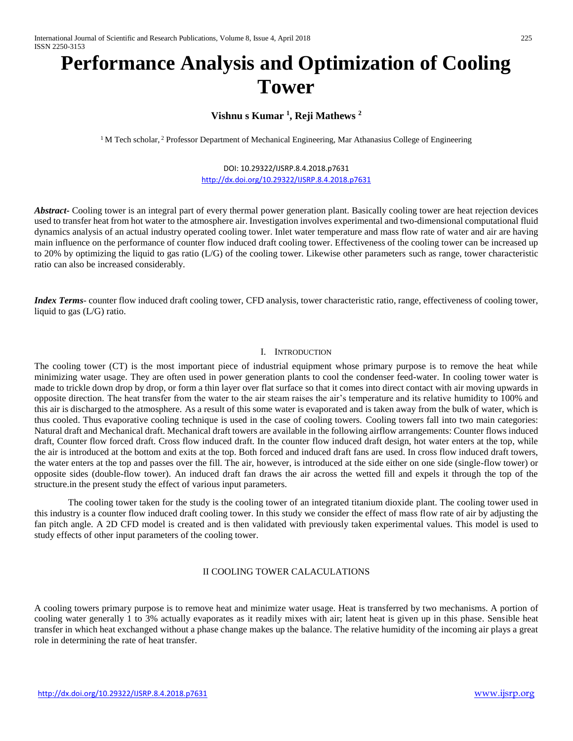# Performance Analysis and Optimization of Cooling Tower

**Vishnu s Kumar [1], Reji Mathews [2]**

[1] M Tech scholar, [2] Professor Department of Mechanical Engineering, Mar Athanasius College of Engineering

DOI: 10.29322/IJSRP.8.4.2018.p7631
http://dx.doi.org/10.29322/IJSRP.8.4.2018.p7631

***Abstract-*** Cooling tower is an integral part of every thermal power generation plant. Basically cooling tower are heat rejection devices used to transfer heat from hot water to the atmosphere air. Investigation involves experimental and two-dimensional computational fluid dynamics analysis of an actual industry operated cooling tower. Inlet water temperature and mass flow rate of water and air are having main influence on the performance of counter flow induced draft cooling tower. Effectiveness of the cooling tower can be increased up to 20% by optimizing the liquid to gas ratio (L/G) of the cooling tower. Likewise other parameters such as range, tower characteristic ratio can also be increased considerably.

***Index Terms-*** counter flow induced draft cooling tower, CFD analysis, tower characteristic ratio, range, effectiveness of cooling tower, liquid to gas (L/G) ratio.

## I. Introduction

The cooling tower (CT) is the most important piece of industrial equipment whose primary purpose is to remove the heat while minimizing water usage. They are often used in power generation plants to cool the condenser feed-water. In cooling tower water is made to trickle down drop by drop, or form a thin layer over flat surface so that it comes into direct contact with air moving upwards in opposite direction. The heat transfer from the water to the air steam raises the air's temperature and its relative humidity to 100% and this air is discharged to the atmosphere. As a result of this some water is evaporated and is taken away from the bulk of water, which is thus cooled. Thus evaporative cooling technique is used in the case of cooling towers. Cooling towers fall into two main categories: Natural draft and Mechanical draft. Mechanical draft towers are available in the following airflow arrangements: Counter flows induced draft, Counter flow forced draft. Cross flow induced draft. In the counter flow induced draft design, hot water enters at the top, while the air is introduced at the bottom and exits at the top. Both forced and induced draft fans are used. In cross flow induced draft towers, the water enters at the top and passes over the fill. The air, however, is introduced at the side either on one side (single-flow tower) or opposite sides (double-flow tower). An induced draft fan draws the air across the wetted fill and expels it through the top of the structure.in the present study the effect of various input parameters.

The cooling tower taken for the study is the cooling tower of an integrated titanium dioxide plant. The cooling tower used in this industry is a counter flow induced draft cooling tower. In this study we consider the effect of mass flow rate of air by adjusting the fan pitch angle. A 2D CFD model is created and is then validated with previously taken experimental values. This model is used to study effects of other input parameters of the cooling tower.

## II COOLING TOWER CALACULATIONS

A cooling towers primary purpose is to remove heat and minimize water usage. Heat is transferred by two mechanisms. A portion of cooling water generally 1 to 3% actually evaporates as it readily mixes with air; latent heat is given up in this phase. Sensible heat transfer in which heat exchanged without a phase change makes up the balance. The relative humidity of the incoming air plays a great role in determining the rate of heat transfer.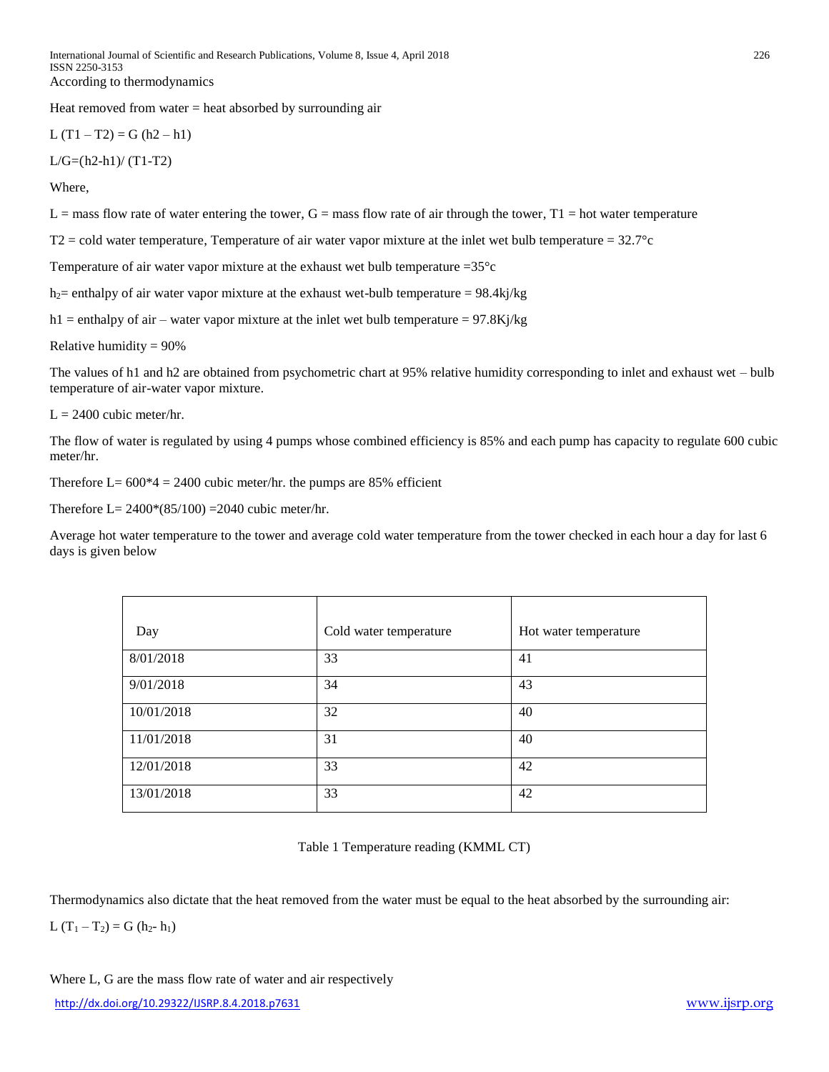According to thermodynamics

Heat removed from water = heat absorbed by surrounding air

$L (T1 – T2) = G (h2 – h1)$

$L/G=(h2-h1)/ (T1-T2)$

Where,

L = mass flow rate of water entering the tower, G = mass flow rate of air through the tower, T1 = hot water temperature

T2 = cold water temperature, Temperature of air water vapor mixture at the inlet wet bulb temperature = 32.7°c

Temperature of air water vapor mixture at the exhaust wet bulb temperature =35°c

$h_2$= enthalpy of air water vapor mixture at the exhaust wet-bulb temperature = 98.4kj/kg

h1 = enthalpy of air – water vapor mixture at the inlet wet bulb temperature = 97.8Kj/kg

Relative humidity = 90%

The values of h1 and h2 are obtained from psychometric chart at 95% relative humidity corresponding to inlet and exhaust wet – bulb temperature of air-water vapor mixture.

L = 2400 cubic meter/hr.

The flow of water is regulated by using 4 pumps whose combined efficiency is 85% and each pump has capacity to regulate 600 cubic meter/hr.

Therefore L= 600*4 = 2400 cubic meter/hr. the pumps are 85% efficient

Therefore L= 2400*(85/100) =2040 cubic meter/hr.

Average hot water temperature to the tower and average cold water temperature from the tower checked in each hour a day for last 6 days is given below

| Day | Cold water temperature | Hot water temperature |
|---|---|---|
| 8/01/2018 | 33 | 41 |
| 9/01/2018 | 34 | 43 |
| 10/01/2018 | 32 | 40 |
| 11/01/2018 | 31 | 40 |
| 12/01/2018 | 33 | 42 |
| 13/01/2018 | 33 | 42 |

Table 1 Temperature reading (KMML CT)

Thermodynamics also dictate that the heat removed from the water must be equal to the heat absorbed by the surrounding air:

$L (T_1 – T_2) = G (h_2- h_1)$

Where L, G are the mass flow rate of water and air respectively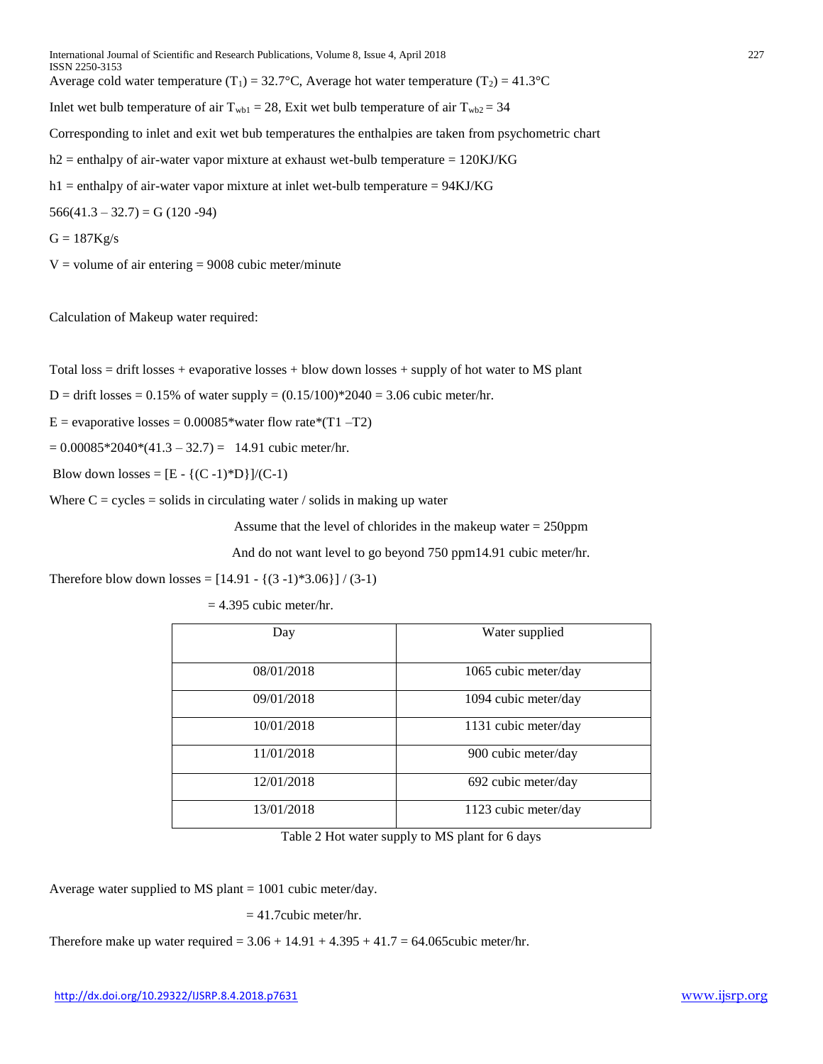Average cold water temperature ($T_1$) = 32.7°C, Average hot water temperature ($T_2$) = 41.3°C

Inlet wet bulb temperature of air $T_{wb1}$ = 28, Exit wet bulb temperature of air $T_{wb2}$ = 34

Corresponding to inlet and exit wet bub temperatures the enthalpies are taken from psychometric chart

h2 = enthalpy of air-water vapor mixture at exhaust wet-bulb temperature = 120KJ/KG

h1 = enthalpy of air-water vapor mixture at inlet wet-bulb temperature = 94KJ/KG

$566(41.3 – 32.7) = G (120 -94)$

G = 187Kg/s

V = volume of air entering = 9008 cubic meter/minute

Calculation of Makeup water required:

Total loss = drift losses + evaporative losses + blow down losses + supply of hot water to MS plant

D = drift losses = 0.15% of water supply = (0.15/100)*2040 = 3.06 cubic meter/hr.

E = evaporative losses = 0.00085*water flow rate*(T1 –T2)

= 0.00085*2040*(41.3 – 32.7) = 14.91 cubic meter/hr.

Blow down losses = [E - {(C -1)*D}]/(C-1)

Where C = cycles = solids in circulating water / solids in making up water

Assume that the level of chlorides in the makeup water = 250ppm

And do not want level to go beyond 750 ppm14.91 cubic meter/hr.

Therefore blow down losses = [14.91 - {(3 -1)*3.06}] / (3-1)

= 4.395 cubic meter/hr.

| Day | Water supplied |
|---|---|
| 08/01/2018 | 1065 cubic meter/day |
| 09/01/2018 | 1094 cubic meter/day |
| 10/01/2018 | 1131 cubic meter/day |
| 11/01/2018 | 900 cubic meter/day |
| 12/01/2018 | 692 cubic meter/day |
| 13/01/2018 | 1123 cubic meter/day |

Table 2 Hot water supply to MS plant for 6 days

Average water supplied to MS plant = 1001 cubic meter/day.

= 41.7cubic meter/hr.

Therefore make up water required = 3.06 + 14.91 + 4.395 + 41.7 = 64.065cubic meter/hr.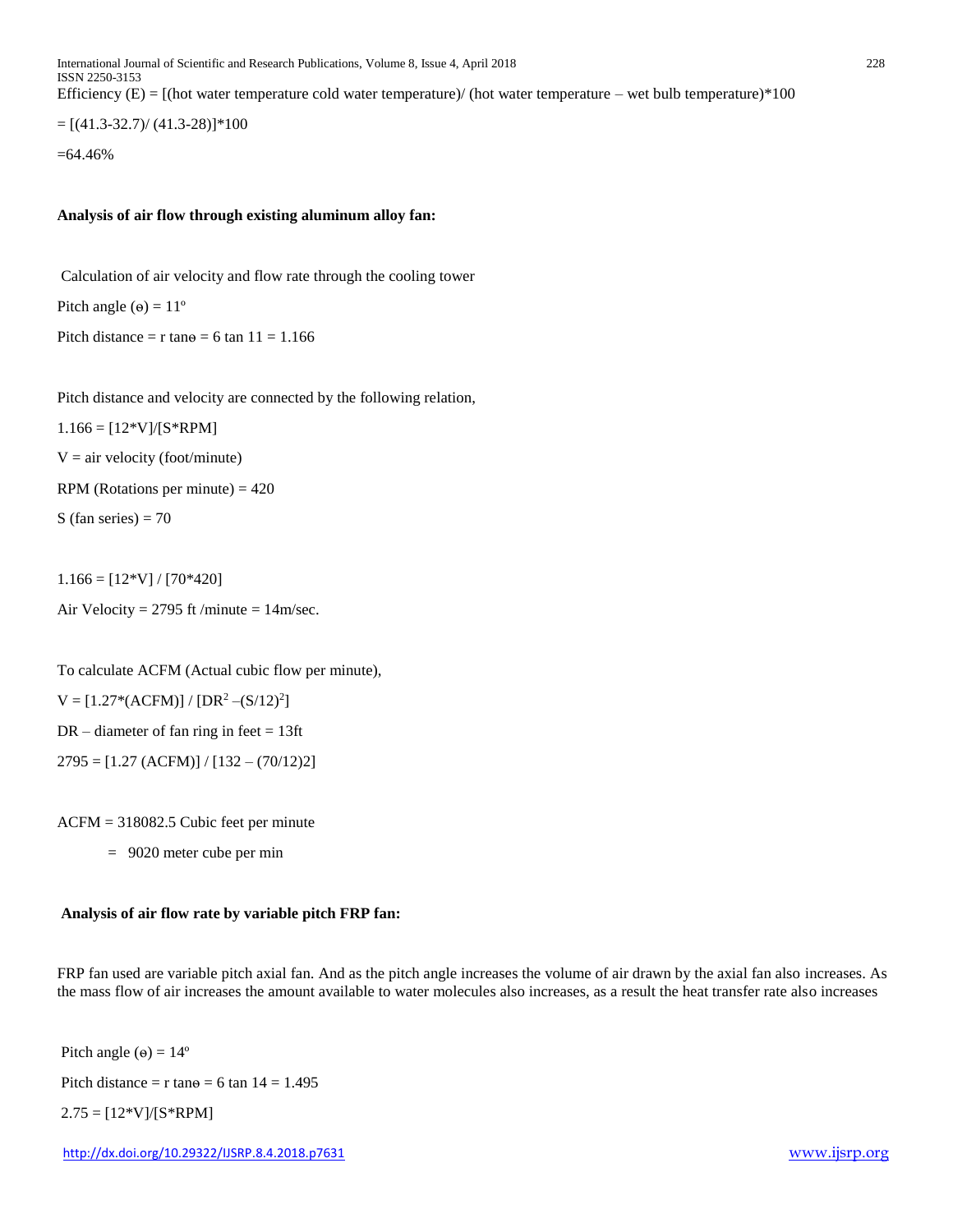Efficiency (E) = [(hot water temperature cold water temperature)/ (hot water temperature – wet bulb temperature)*100

= [(41.3-32.7)/ (41.3-28)]*100

=64.46%

**Analysis of air flow through existing aluminum alloy fan:**

Calculation of air velocity and flow rate through the cooling tower

Pitch angle (ɵ) = 11º

Pitch distance = r tanɵ = 6 tan 11 = 1.166

Pitch distance and velocity are connected by the following relation,

1.166 = [12*V]/[S*RPM]

V = air velocity (foot/minute)

RPM (Rotations per minute) = 420

S (fan series) = 70

1.166 = [12*V] / [70*420]

Air Velocity = 2795 ft /minute = 14m/sec.

To calculate ACFM (Actual cubic flow per minute),

$V = [1.27*(ACFM)] / [DR^2 – (S/12)^2]$

DR – diameter of fan ring in feet = 13ft

2795 = [1.27 (ACFM)] / [132 – (70/12)2]

ACFM = 318082.5 Cubic feet per minute

= 9020 meter cube per min

**Analysis of air flow rate by variable pitch FRP fan:**

FRP fan used are variable pitch axial fan. And as the pitch angle increases the volume of air drawn by the axial fan also increases. As the mass flow of air increases the amount available to water molecules also increases, as a result the heat transfer rate also increases

Pitch angle (ɵ) = 14º

Pitch distance = r tanɵ = 6 tan 14 = 1.495

2.75 = [12*V]/[S*RPM]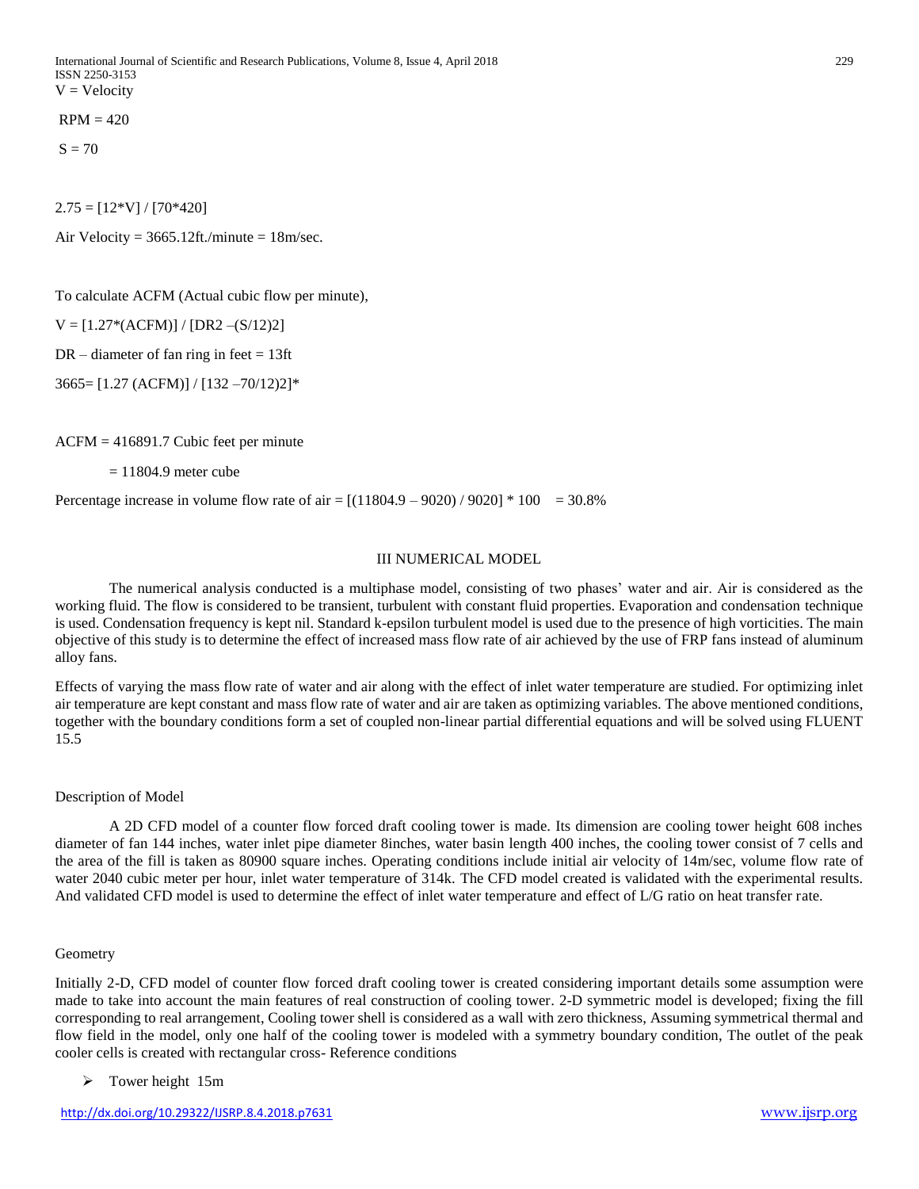V = Velocity

RPM = 420

S = 70

$2.75 = [12*V] / [70*420]$

Air Velocity = 3665.12ft./minute = 18m/sec.

To calculate ACFM (Actual cubic flow per minute),

$V = [1.27*(ACFM)] / [DR2 -(S/12)2]$

DR – diameter of fan ring in feet = 13ft

$3665= [1.27 (ACFM)] / [132 -70/12)2]*$

ACFM = 416891.7 Cubic feet per minute

= 11804.9 meter cube

Percentage increase in volume flow rate of air = $[(11804.9 - 9020) / 9020] * 100 = 30.8\%$

## III NUMERICAL MODEL

The numerical analysis conducted is a multiphase model, consisting of two phases' water and air. Air is considered as the working fluid. The flow is considered to be transient, turbulent with constant fluid properties. Evaporation and condensation technique is used. Condensation frequency is kept nil. Standard k-epsilon turbulent model is used due to the presence of high vorticities. The main objective of this study is to determine the effect of increased mass flow rate of air achieved by the use of FRP fans instead of aluminum alloy fans.

Effects of varying the mass flow rate of water and air along with the effect of inlet water temperature are studied. For optimizing inlet air temperature are kept constant and mass flow rate of water and air are taken as optimizing variables. The above mentioned conditions, together with the boundary conditions form a set of coupled non-linear partial differential equations and will be solved using FLUENT 15.5

### Description of Model

A 2D CFD model of a counter flow forced draft cooling tower is made. Its dimension are cooling tower height 608 inches diameter of fan 144 inches, water inlet pipe diameter 8inches, water basin length 400 inches, the cooling tower consist of 7 cells and the area of the fill is taken as 80900 square inches. Operating conditions include initial air velocity of 14m/sec, volume flow rate of water 2040 cubic meter per hour, inlet water temperature of 314k. The CFD model created is validated with the experimental results. And validated CFD model is used to determine the effect of inlet water temperature and effect of L/G ratio on heat transfer rate.

### Geometry

Initially 2-D, CFD model of counter flow forced draft cooling tower is created considering important details some assumption were made to take into account the main features of real construction of cooling tower. 2-D symmetric model is developed; fixing the fill corresponding to real arrangement, Cooling tower shell is considered as a wall with zero thickness, Assuming symmetrical thermal and flow field in the model, only one half of the cooling tower is modeled with a symmetry boundary condition, The outlet of the peak cooler cells is created with rectangular cross- Reference conditions

- Tower height 15m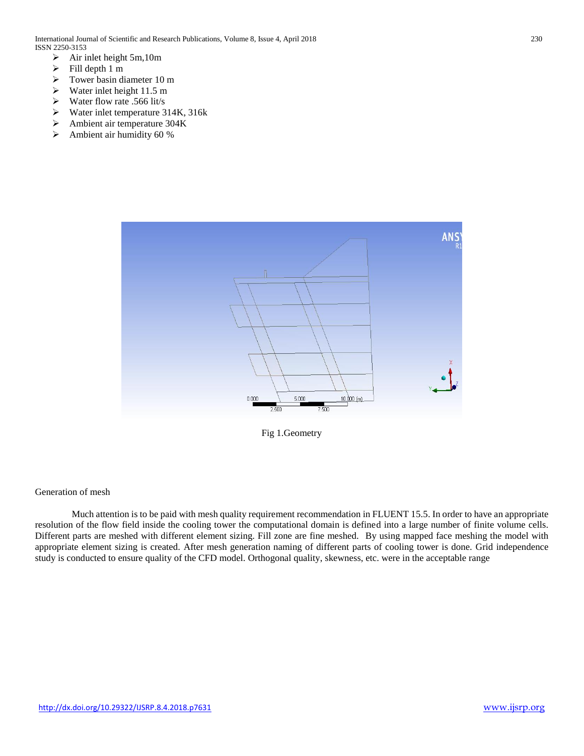- Air inlet height 5m,10m
- Fill depth 1 m
- Tower basin diameter 10 m
- Water inlet height 11.5 m
- Water flow rate .566 lit/s
- Water inlet temperature 314K, 316k
- Ambient air temperature 304K
- Ambient air humidity 60 %

Fig 1.Geometry

Generation of mesh

Much attention is to be paid with mesh quality requirement recommendation in FLUENT 15.5. In order to have an appropriate resolution of the flow field inside the cooling tower the computational domain is defined into a large number of finite volume cells. Different parts are meshed with different element sizing. Fill zone are fine meshed. By using mapped face meshing the model with appropriate element sizing is created. After mesh generation naming of different parts of cooling tower is done. Grid independence study is conducted to ensure quality of the CFD model. Orthogonal quality, skewness, etc. were in the acceptable range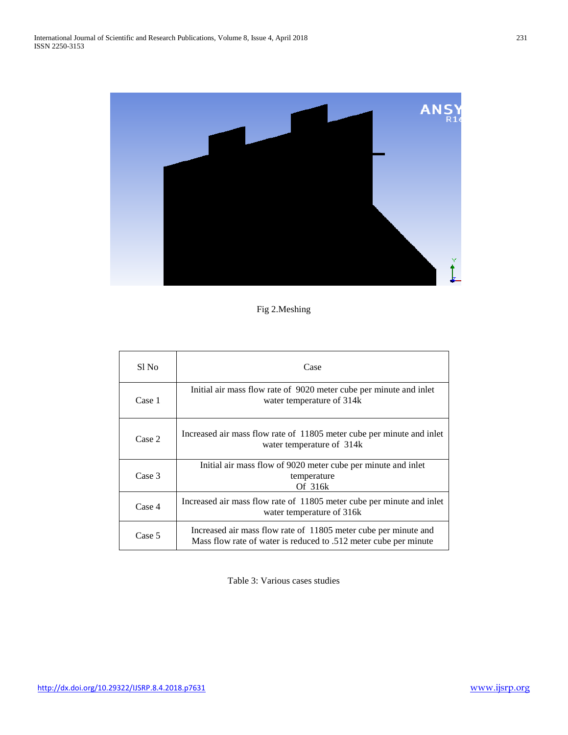Fig 2.Meshing

| Sl No | Case |
|---|---|
| Case 1 | Initial air mass flow rate of 9020 meter cube per minute and inlet water temperature of 314k |
| Case 2 | Increased air mass flow rate of 11805 meter cube per minute and inlet water temperature of 314k |
| Case 3 | Initial air mass flow of 9020 meter cube per minute and inlet temperature Of 316k |
| Case 4 | Increased air mass flow rate of 11805 meter cube per minute and inlet water temperature of 316k |
| Case 5 | Increased air mass flow rate of 11805 meter cube per minute and Mass flow rate of water is reduced to .512 meter cube per minute |

Table 3: Various cases studies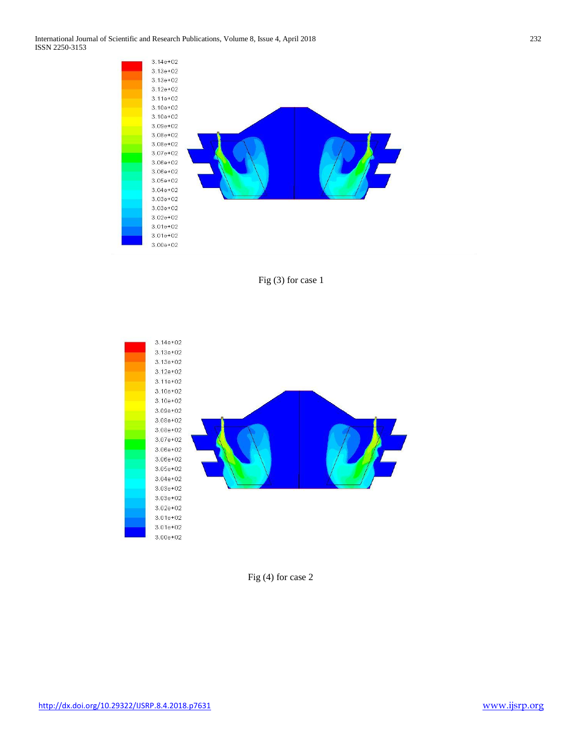Fig (3) for case 1

Fig (4) for case 2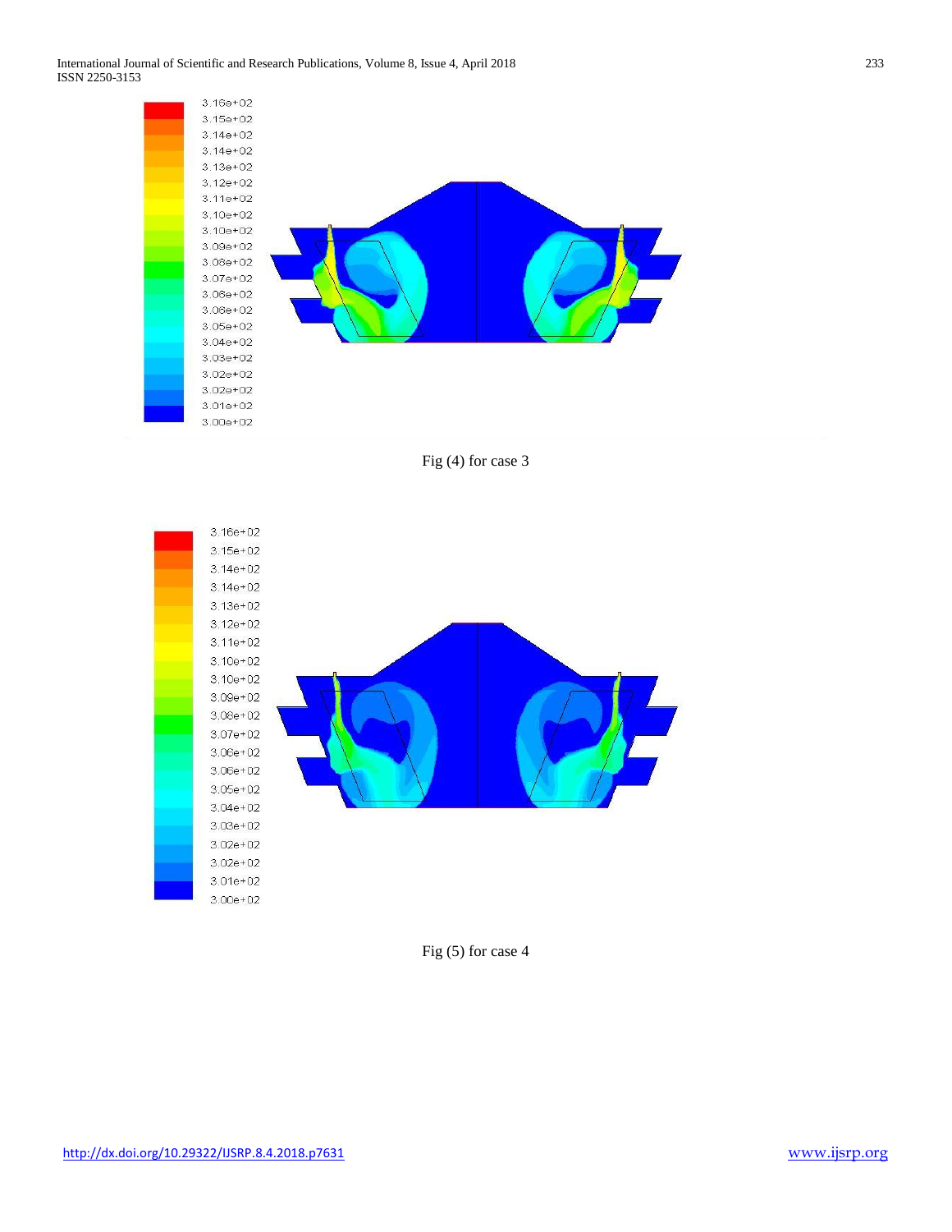Fig (4) for case 3

Fig (5) for case 4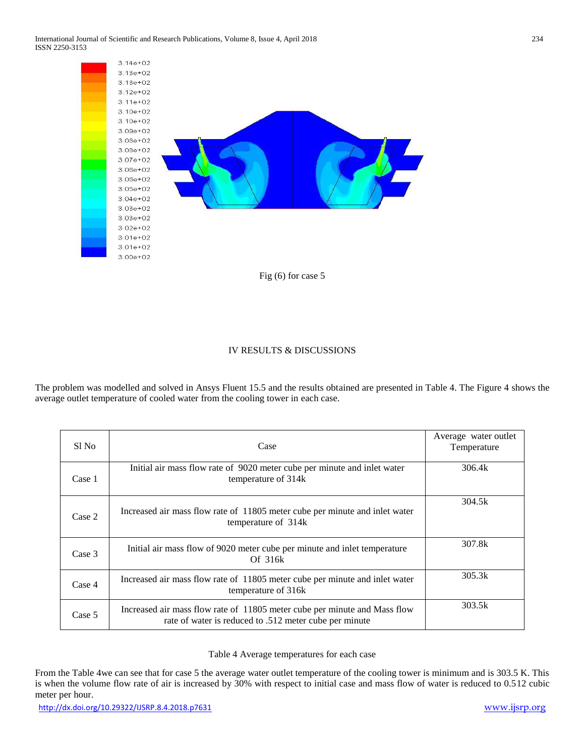Fig (6) for case 5

## IV RESULTS & DISCUSSIONS

The problem was modelled and solved in Ansys Fluent 15.5 and the results obtained are presented in Table 4. The Figure 4 shows the average outlet temperature of cooled water from the cooling tower in each case.

| Sl No | Case | Average water outlet Temperature |
|---|---|---|
| Case 1 | Initial air mass flow rate of 9020 meter cube per minute and inlet water temperature of 314k | 306.4k |
| Case 2 | Increased air mass flow rate of 11805 meter cube per minute and inlet water temperature of 314k | 304.5k |
| Case 3 | Initial air mass flow of 9020 meter cube per minute and inlet temperature Of 316k | 307.8k |
| Case 4 | Increased air mass flow rate of 11805 meter cube per minute and inlet water temperature of 316k | 305.3k |
| Case 5 | Increased air mass flow rate of 11805 meter cube per minute and Mass flow rate of water is reduced to .512 meter cube per minute | 303.5k |

Table 4 Average temperatures for each case

From the Table 4we can see that for case 5 the average water outlet temperature of the cooling tower is minimum and is 303.5 K. This is when the volume flow rate of air is increased by 30% with respect to initial case and mass flow of water is reduced to 0.512 cubic meter per hour.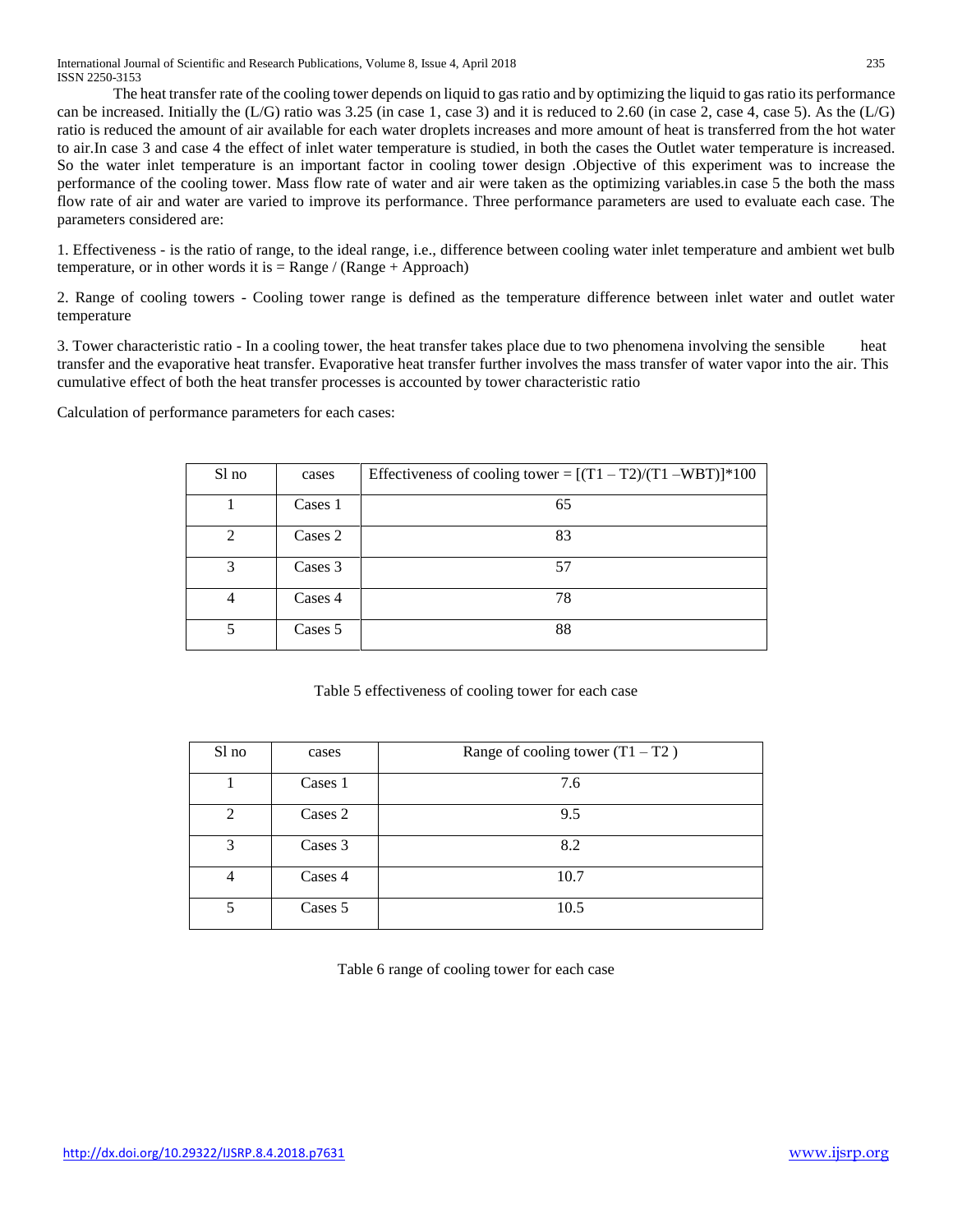The heat transfer rate of the cooling tower depends on liquid to gas ratio and by optimizing the liquid to gas ratio its performance can be increased. Initially the (L/G) ratio was 3.25 (in case 1, case 3) and it is reduced to 2.60 (in case 2, case 4, case 5). As the (L/G) ratio is reduced the amount of air available for each water droplets increases and more amount of heat is transferred from the hot water to air.In case 3 and case 4 the effect of inlet water temperature is studied, in both the cases the Outlet water temperature is increased. So the water inlet temperature is an important factor in cooling tower design .Objective of this experiment was to increase the performance of the cooling tower. Mass flow rate of water and air were taken as the optimizing variables.in case 5 the both the mass flow rate of air and water are varied to improve its performance. Three performance parameters are used to evaluate each case. The parameters considered are:

1. Effectiveness - is the ratio of range, to the ideal range, i.e., difference between cooling water inlet temperature and ambient wet bulb temperature, or in other words it is = Range / (Range + Approach)

2. Range of cooling towers - Cooling tower range is defined as the temperature difference between inlet water and outlet water temperature

3. Tower characteristic ratio - In a cooling tower, the heat transfer takes place due to two phenomena involving the sensible heat transfer and the evaporative heat transfer. Evaporative heat transfer further involves the mass transfer of water vapor into the air. This cumulative effect of both the heat transfer processes is accounted by tower characteristic ratio

Calculation of performance parameters for each cases:

| Sl no | cases | Effectiveness of cooling tower = $[(T1 - T2)/(T1 - WBT)]*100$ |
|---|---|---|
| 1 | Cases 1 | 65 |
| 2 | Cases 2 | 83 |
| 3 | Cases 3 | 57 |
| 4 | Cases 4 | 78 |
| 5 | Cases 5 | 88 |

Table 5 effectiveness of cooling tower for each case

| Sl no | cases | Range of cooling tower $(T1 - T2)$ |
|---|---|---|
| 1 | Cases 1 | 7.6 |
| 2 | Cases 2 | 9.5 |
| 3 | Cases 3 | 8.2 |
| 4 | Cases 4 | 10.7 |
| 5 | Cases 5 | 10.5 |

Table 6 range of cooling tower for each case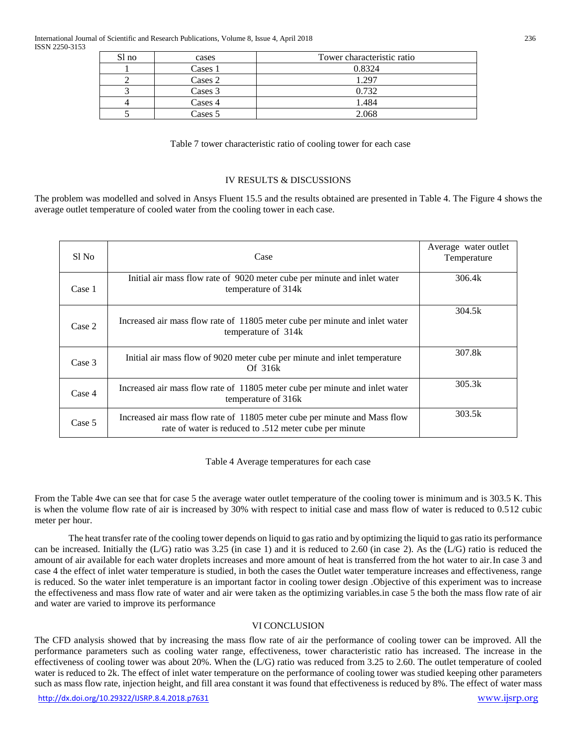| Sl no | cases | Tower characteristic ratio |
|---|---|---|
| 1 | Cases 1 | 0.8324 |
| 2 | Cases 2 | 1.297 |
| 3 | Cases 3 | 0.732 |
| 4 | Cases 4 | 1.484 |
| 5 | Cases 5 | 2.068 |

Table 7 tower characteristic ratio of cooling tower for each case

## IV RESULTS & DISCUSSIONS

The problem was modelled and solved in Ansys Fluent 15.5 and the results obtained are presented in Table 4. The Figure 4 shows the average outlet temperature of cooled water from the cooling tower in each case.

| Sl No | Case | Average water outlet Temperature |
|---|---|---|
| Case 1 | Initial air mass flow rate of 9020 meter cube per minute and inlet water temperature of 314k | 306.4k |
| Case 2 | Increased air mass flow rate of 11805 meter cube per minute and inlet water temperature of 314k | 304.5k |
| Case 3 | Initial air mass flow of 9020 meter cube per minute and inlet temperature Of 316k | 307.8k |
| Case 4 | Increased air mass flow rate of 11805 meter cube per minute and inlet water temperature of 316k | 305.3k |
| Case 5 | Increased air mass flow rate of 11805 meter cube per minute and Mass flow rate of water is reduced to .512 meter cube per minute | 303.5k |

Table 4 Average temperatures for each case

From the Table 4we can see that for case 5 the average water outlet temperature of the cooling tower is minimum and is 303.5 K. This is when the volume flow rate of air is increased by 30% with respect to initial case and mass flow of water is reduced to 0.512 cubic meter per hour.

The heat transfer rate of the cooling tower depends on liquid to gas ratio and by optimizing the liquid to gas ratio its performance can be increased. Initially the (L/G) ratio was 3.25 (in case 1) and it is reduced to 2.60 (in case 2). As the (L/G) ratio is reduced the amount of air available for each water droplets increases and more amount of heat is transferred from the hot water to air.In case 3 and case 4 the effect of inlet water temperature is studied, in both the cases the Outlet water temperature increases and effectiveness, range is reduced. So the water inlet temperature is an important factor in cooling tower design .Objective of this experiment was to increase the effectiveness and mass flow rate of water and air were taken as the optimizing variables.in case 5 the both the mass flow rate of air and water are varied to improve its performance

## VI CONCLUSION

The CFD analysis showed that by increasing the mass flow rate of air the performance of cooling tower can be improved. All the performance parameters such as cooling water range, effectiveness, tower characteristic ratio has increased. The increase in the effectiveness of cooling tower was about 20%. When the (L/G) ratio was reduced from 3.25 to 2.60. The outlet temperature of cooled water is reduced to 2k. The effect of inlet water temperature on the performance of cooling tower was studied keeping other parameters such as mass flow rate, injection height, and fill area constant it was found that effectiveness is reduced by 8%. The effect of water mass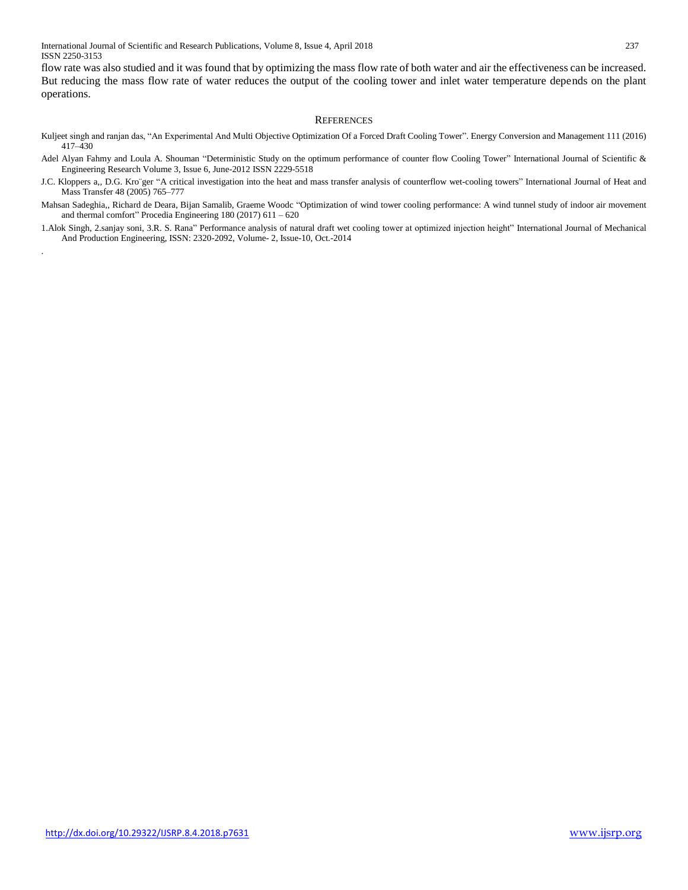flow rate was also studied and it was found that by optimizing the mass flow rate of both water and air the effectiveness can be increased. But reducing the mass flow rate of water reduces the output of the cooling tower and inlet water temperature depends on the plant operations.

## REFERENCES

Kuljeet singh and ranjan das, "An Experimental And Multi Objective Optimization Of a Forced Draft Cooling Tower". Energy Conversion and Management 111 (2016) 417–430

Adel Alyan Fahmy and Loula A. Shouman "Deterministic Study on the optimum performance of counter flow Cooling Tower" International Journal of Scientific & Engineering Research Volume 3, Issue 6, June-2012 ISSN 2229-5518

J.C. Kloppers a,, D.G. Kro¨ger "A critical investigation into the heat and mass transfer analysis of counterflow wet-cooling towers" International Journal of Heat and Mass Transfer 48 (2005) 765–777

Mahsan Sadeghia,, Richard de Deara, Bijan Samalib, Graeme Woodc "Optimization of wind tower cooling performance: A wind tunnel study of indoor air movement and thermal comfort" Procedia Engineering 180 (2017) 611 – 620

1.Alok Singh, 2.sanjay soni, 3.R. S. Rana" Performance analysis of natural draft wet cooling tower at optimized injection height" International Journal of Mechanical And Production Engineering, ISSN: 2320-2092, Volume- 2, Issue-10, Oct.-2014

.